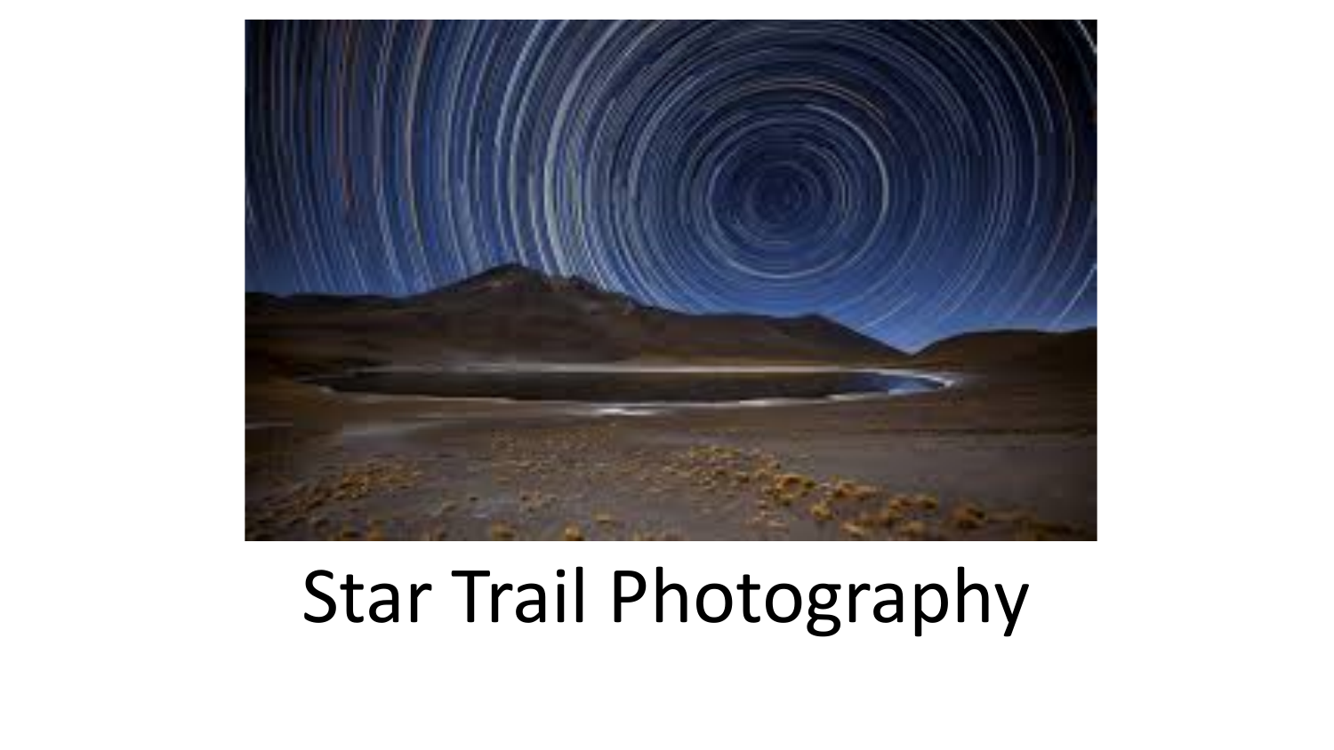# Star Trail Photography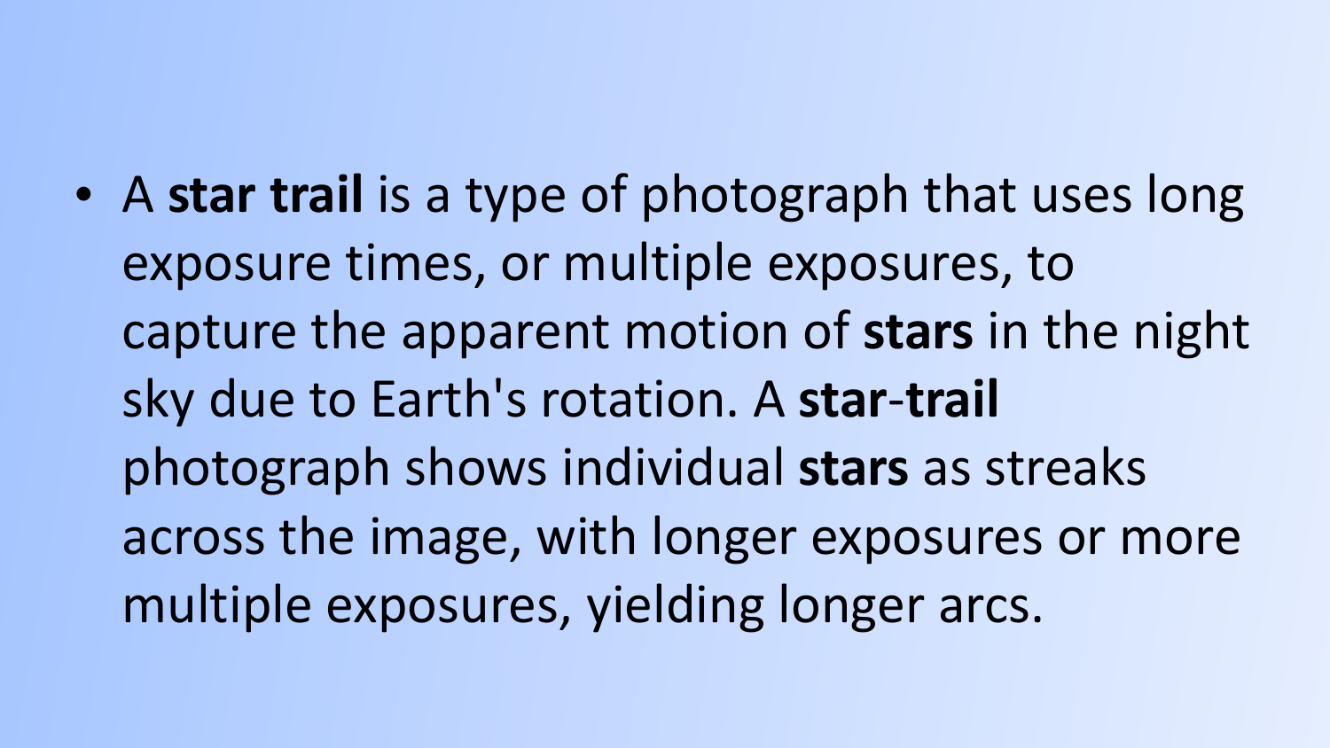- A **star trail** is a type of photograph that uses long exposure times, or multiple exposures, to capture the apparent motion of **stars** in the night sky due to Earth's rotation. A **star-trail** photograph shows individual **stars** as streaks across the image, with longer exposures or more multiple exposures, yielding longer arcs.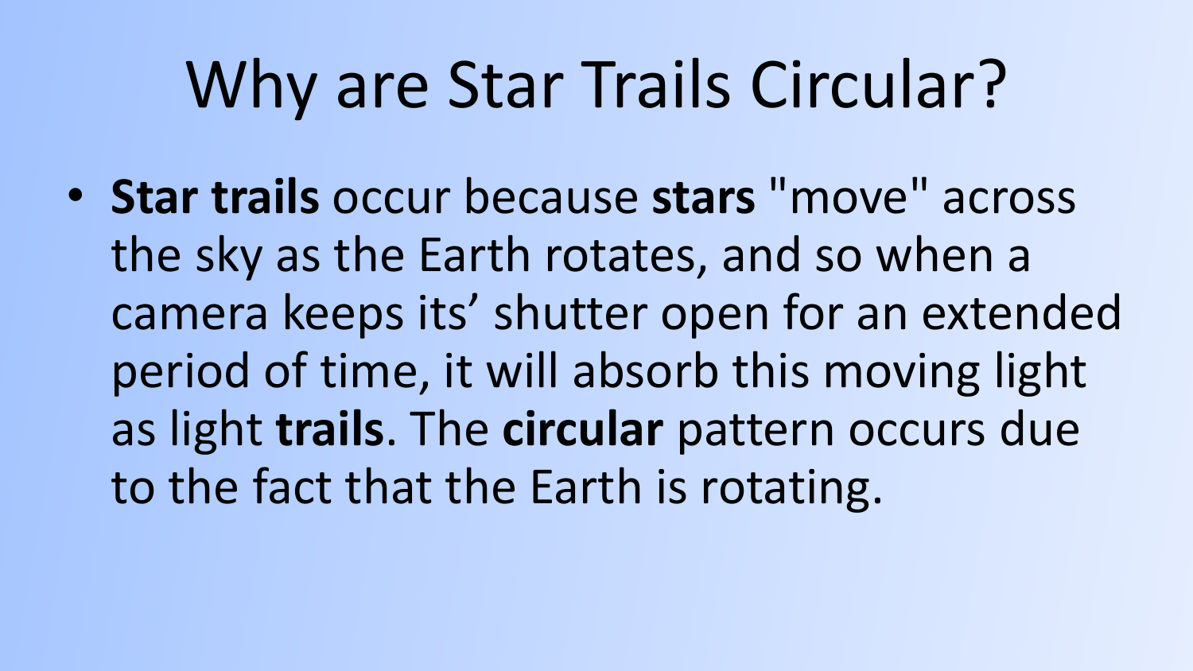# Why are Star Trails Circular?

- **Star trails** occur because **stars** "move" across the sky as the Earth rotates, and so when a camera keeps its' shutter open for an extended period of time, it will absorb this moving light as light **trails**. The **circular** pattern occurs due to the fact that the Earth is rotating.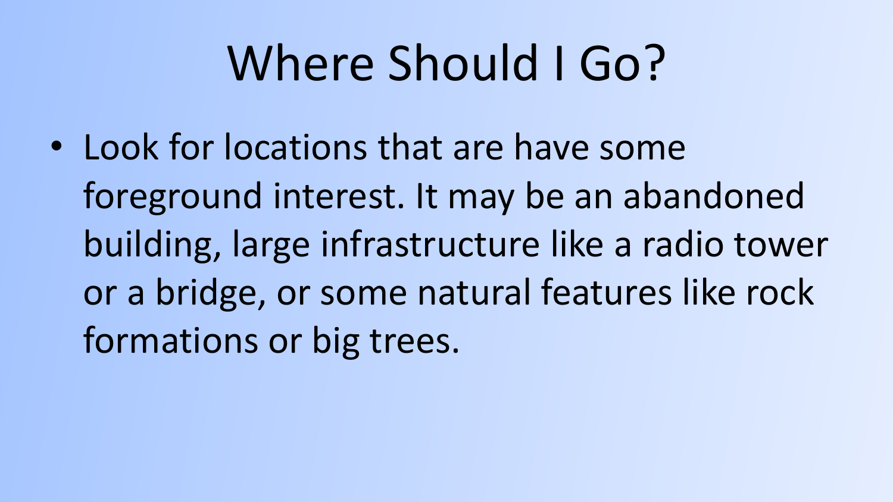# Where Should I Go?

- Look for locations that are have some foreground interest. It may be an abandoned building, large infrastructure like a radio tower or a bridge, or some natural features like rock formations or big trees.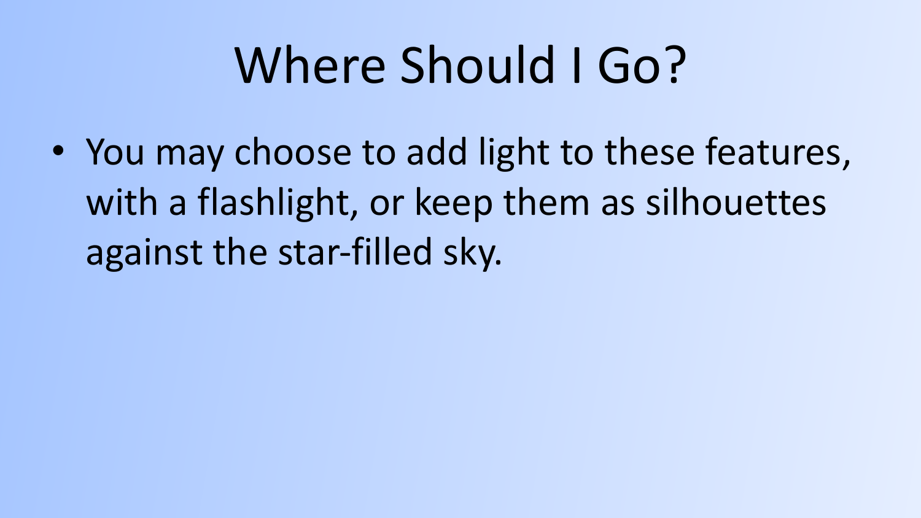# Where Should I Go?

- You may choose to add light to these features, with a flashlight, or keep them as silhouettes against the star-filled sky.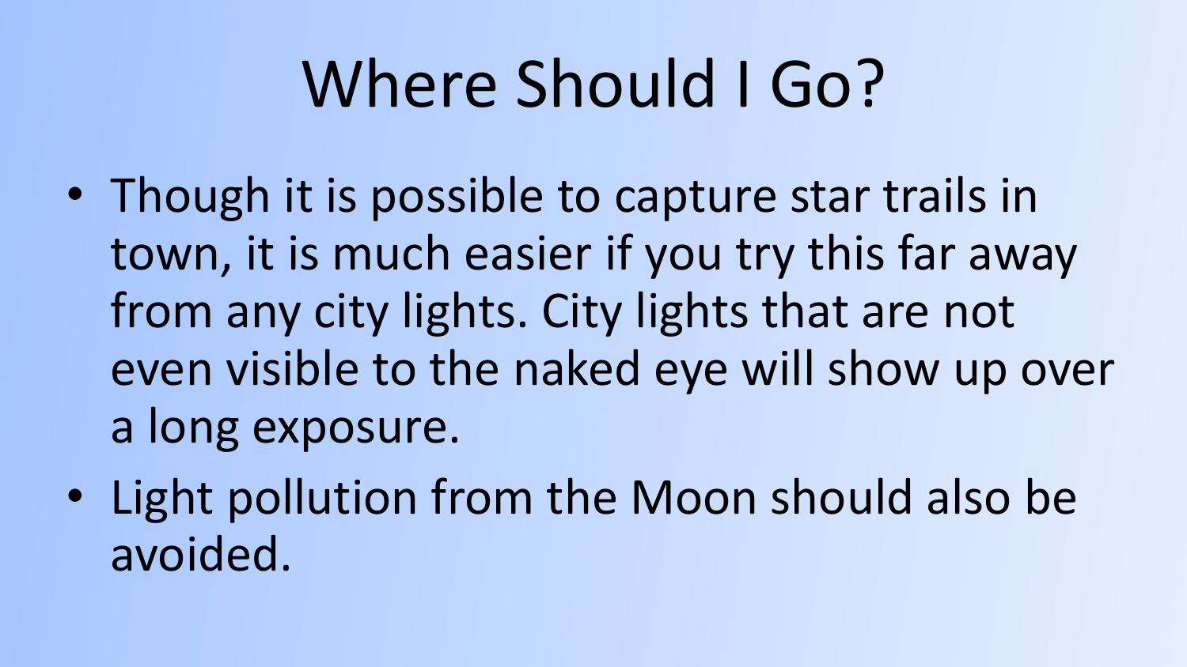# Where Should I Go?

- Though it is possible to capture star trails in town, it is much easier if you try this far away from any city lights. City lights that are not even visible to the naked eye will show up over a long exposure.
- Light pollution from the Moon should also be avoided.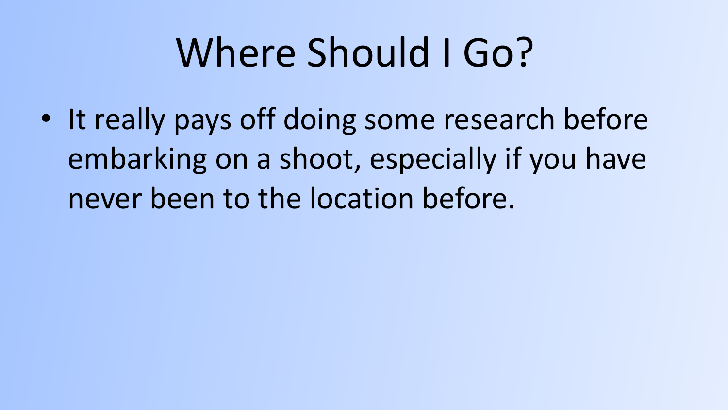# Where Should I Go?

- It really pays off doing some research before embarking on a shoot, especially if you have never been to the location before.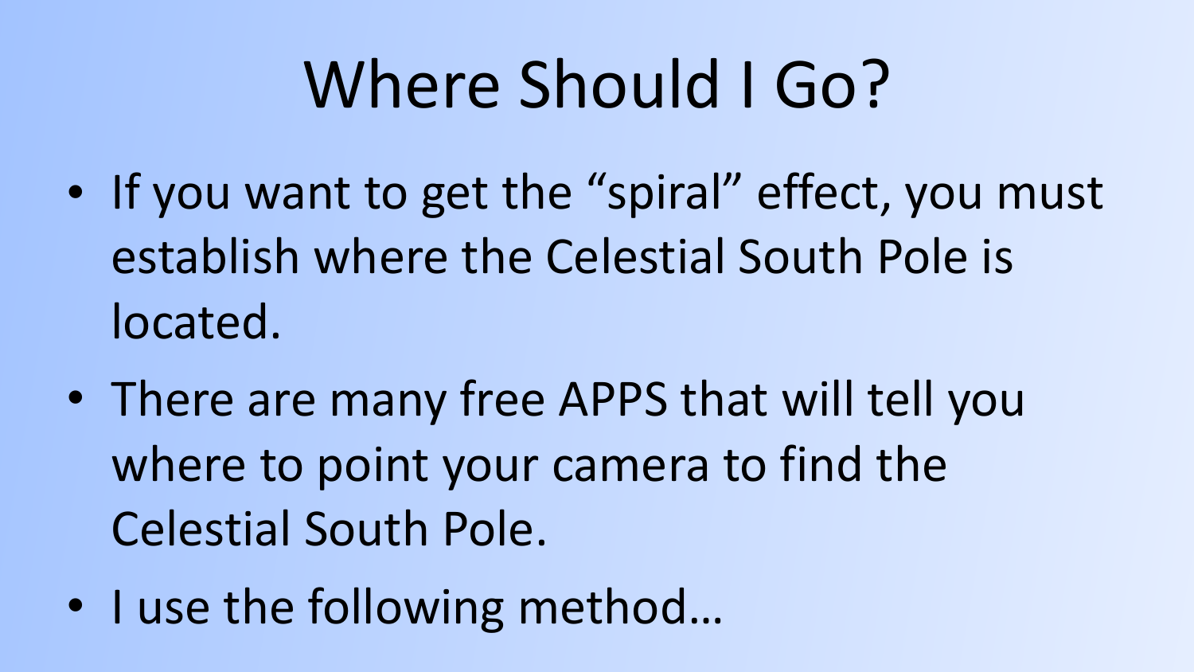# Where Should I Go?

- If you want to get the “spiral” effect, you must establish where the Celestial South Pole is located.
- There are many free APPS that will tell you where to point your camera to find the Celestial South Pole.
- I use the following method…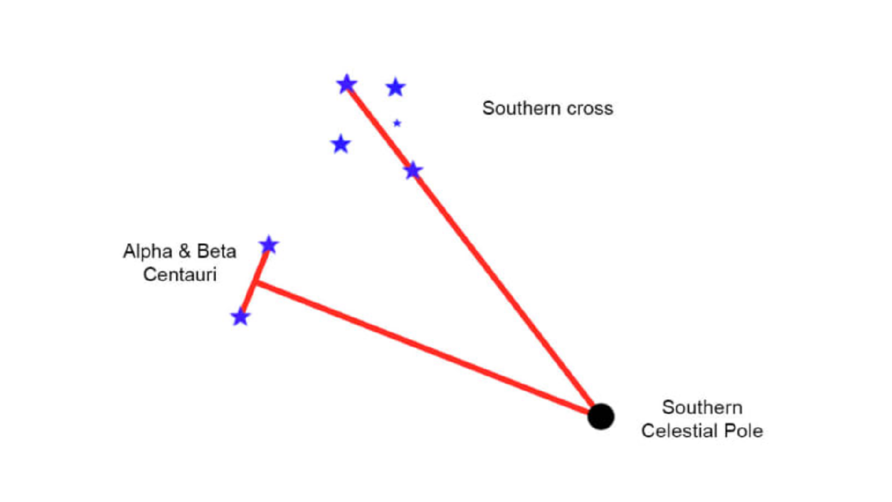Southern cross

Alpha & Beta Centauri

Southern Celestial Pole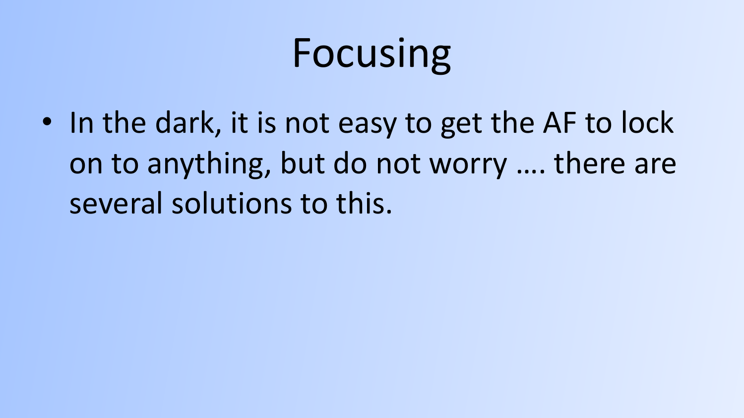# Focusing

- In the dark, it is not easy to get the AF to lock on to anything, but do not worry …. there are several solutions to this.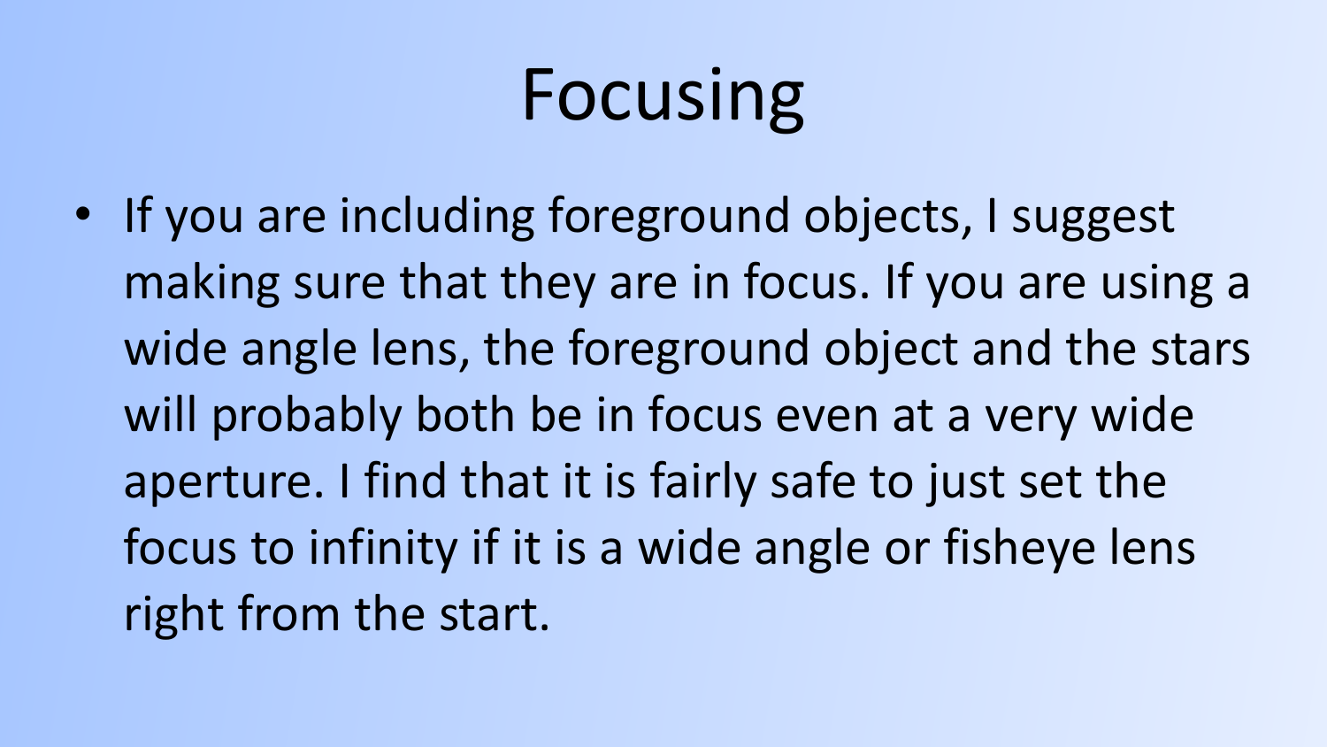# Focusing

- If you are including foreground objects, I suggest making sure that they are in focus. If you are using a wide angle lens, the foreground object and the stars will probably both be in focus even at a very wide aperture. I find that it is fairly safe to just set the focus to infinity if it is a wide angle or fisheye lens right from the start.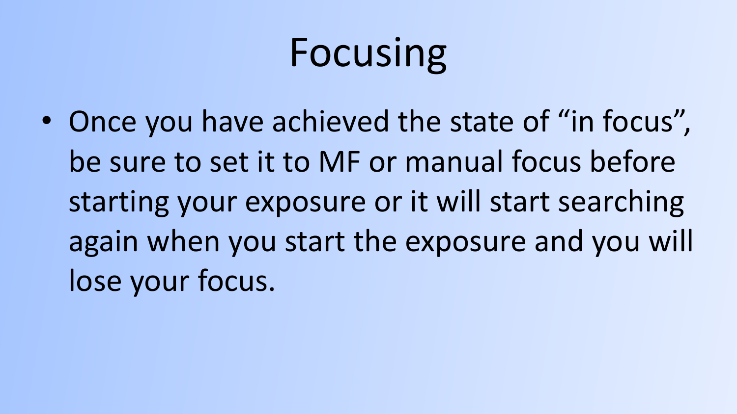# Focusing

- Once you have achieved the state of “in focus”, be sure to set it to MF or manual focus before starting your exposure or it will start searching again when you start the exposure and you will lose your focus.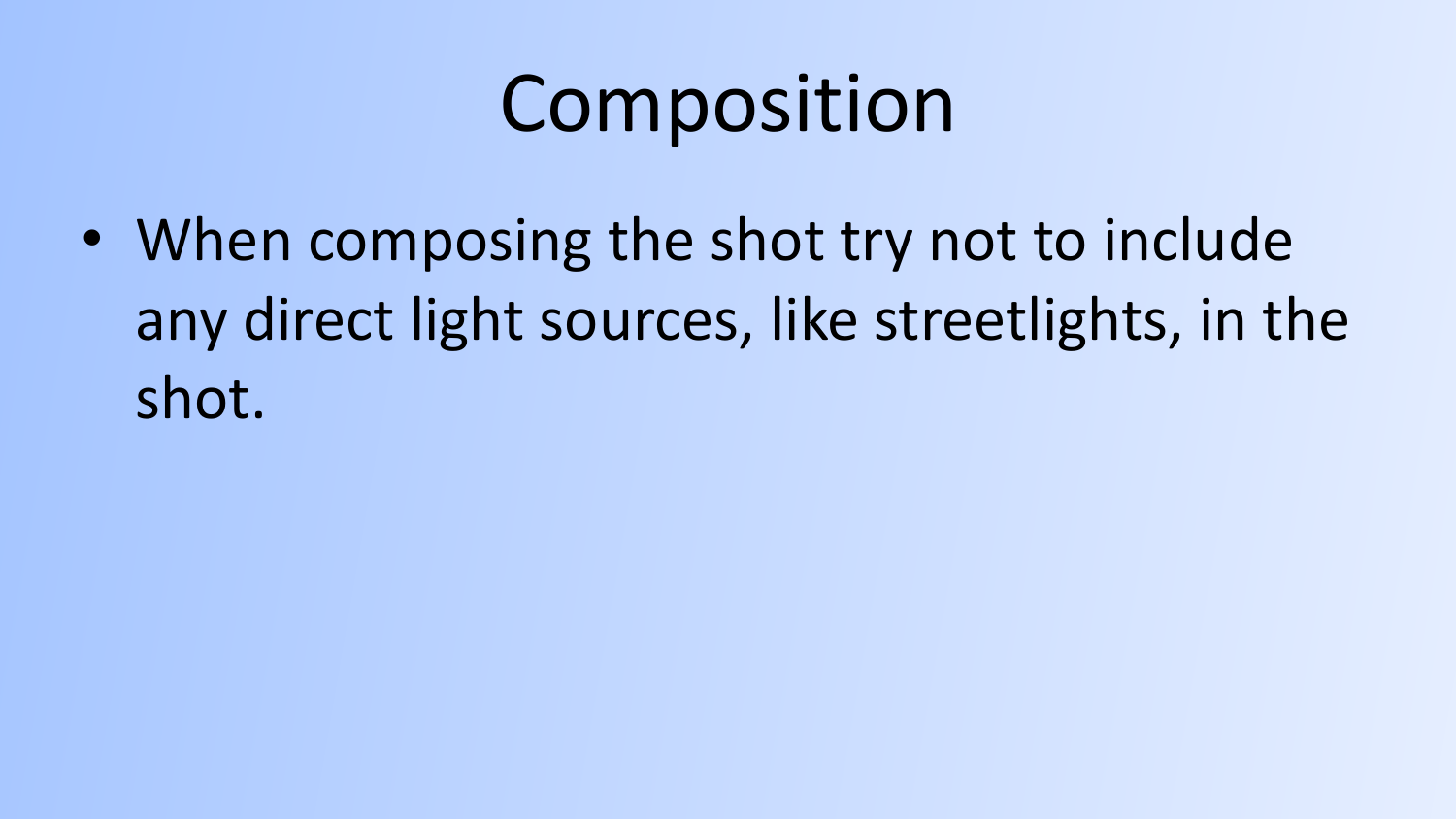# Composition

- When composing the shot try not to include any direct light sources, like streetlights, in the shot.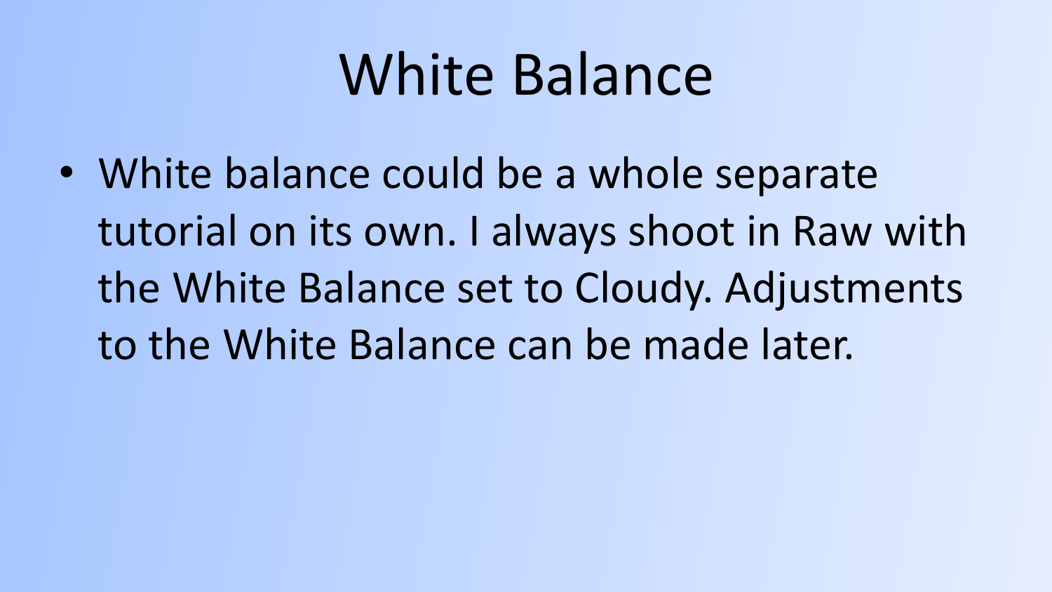# White Balance

- White balance could be a whole separate tutorial on its own. I always shoot in Raw with the White Balance set to Cloudy. Adjustments to the White Balance can be made later.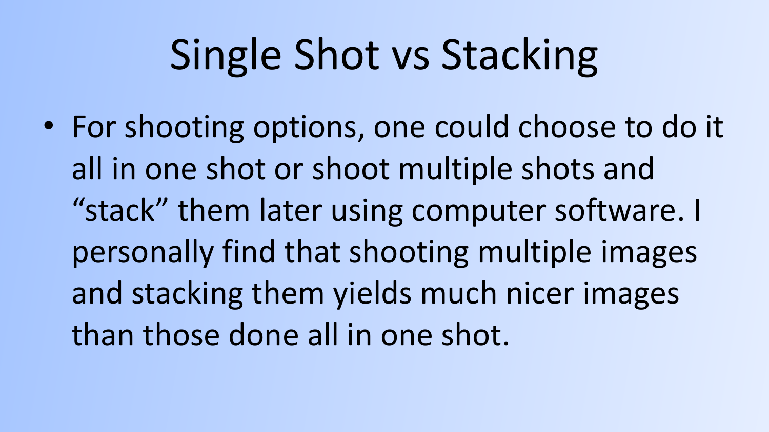# Single Shot vs Stacking

- For shooting options, one could choose to do it all in one shot or shoot multiple shots and “stack” them later using computer software. I personally find that shooting multiple images and stacking them yields much nicer images than those done all in one shot.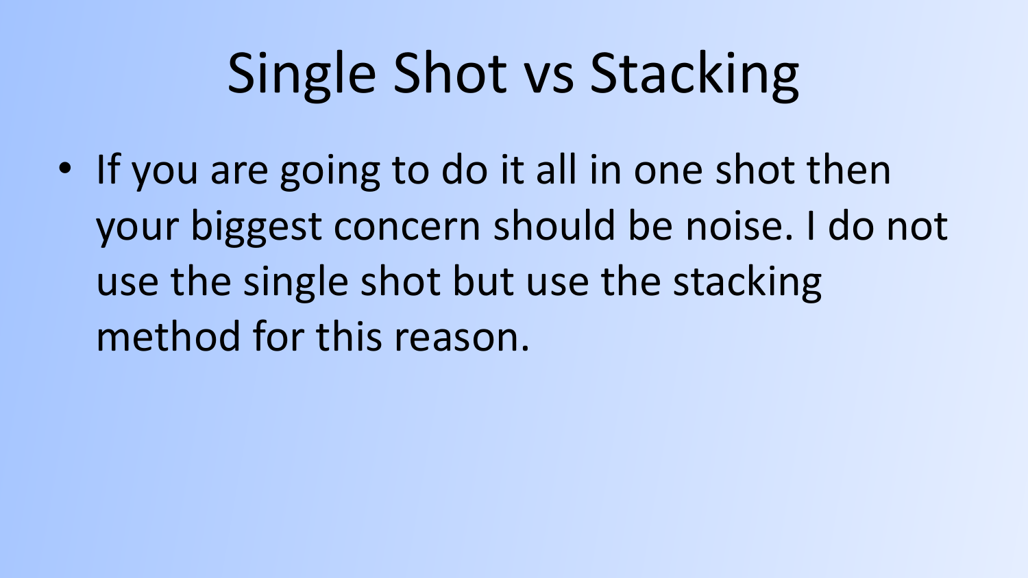# Single Shot vs Stacking

- If you are going to do it all in one shot then your biggest concern should be noise. I do not use the single shot but use the stacking method for this reason.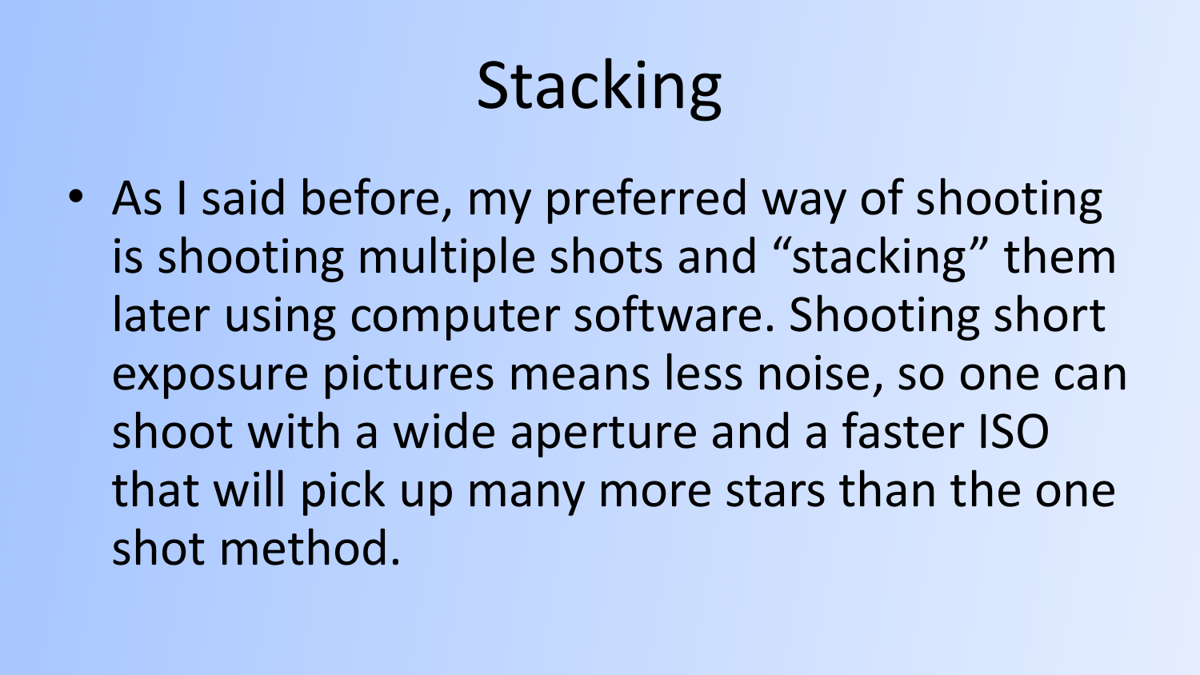# Stacking

- As I said before, my preferred way of shooting is shooting multiple shots and “stacking” them later using computer software. Shooting short exposure pictures means less noise, so one can shoot with a wide aperture and a faster ISO that will pick up many more stars than the one shot method.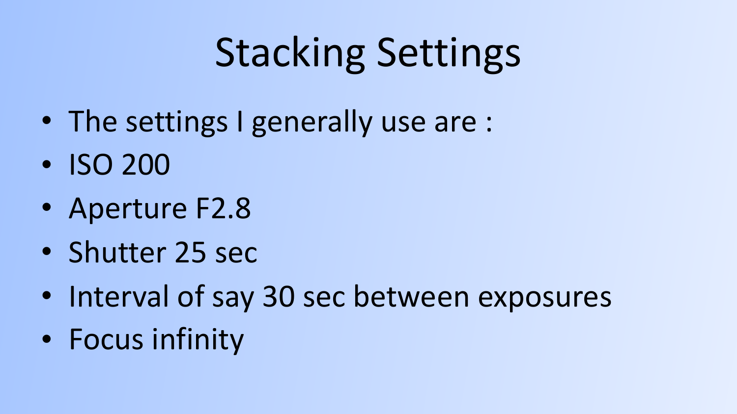# Stacking Settings

- The settings I generally use are :
- ISO 200
- Aperture F2.8
- Shutter 25 sec
- Interval of say 30 sec between exposures
- Focus infinity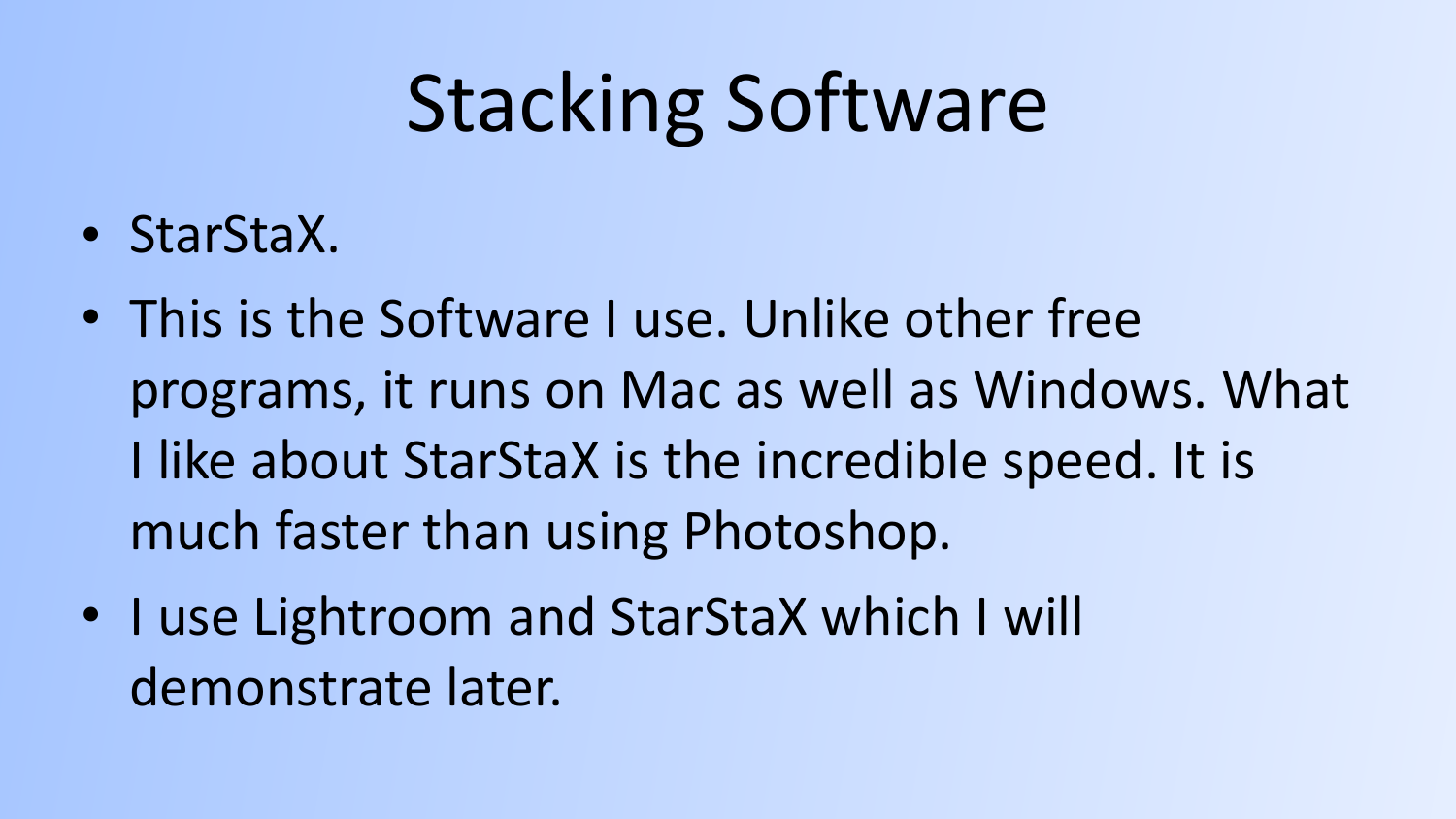# Stacking Software

- StarStaX.
- This is the Software I use. Unlike other free programs, it runs on Mac as well as Windows. What I like about StarStaX is the incredible speed. It is much faster than using Photoshop.
- I use Lightroom and StarStaX which I will demonstrate later.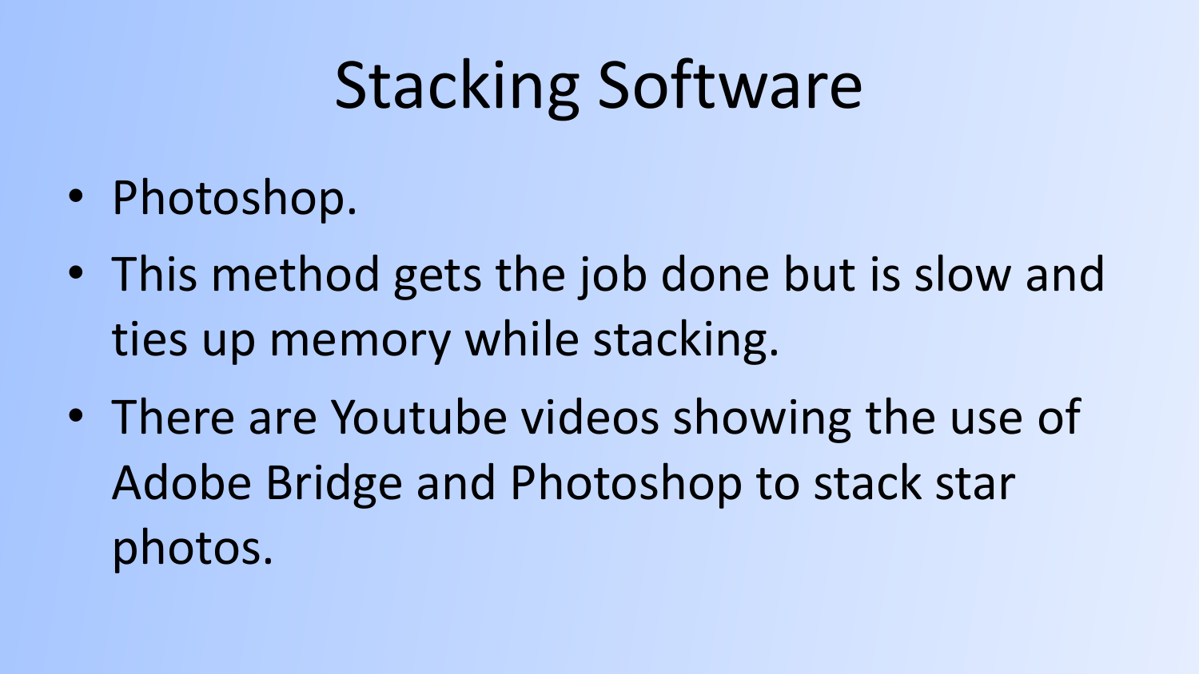# Stacking Software

- Photoshop.
- This method gets the job done but is slow and ties up memory while stacking.
- There are Youtube videos showing the use of Adobe Bridge and Photoshop to stack star photos.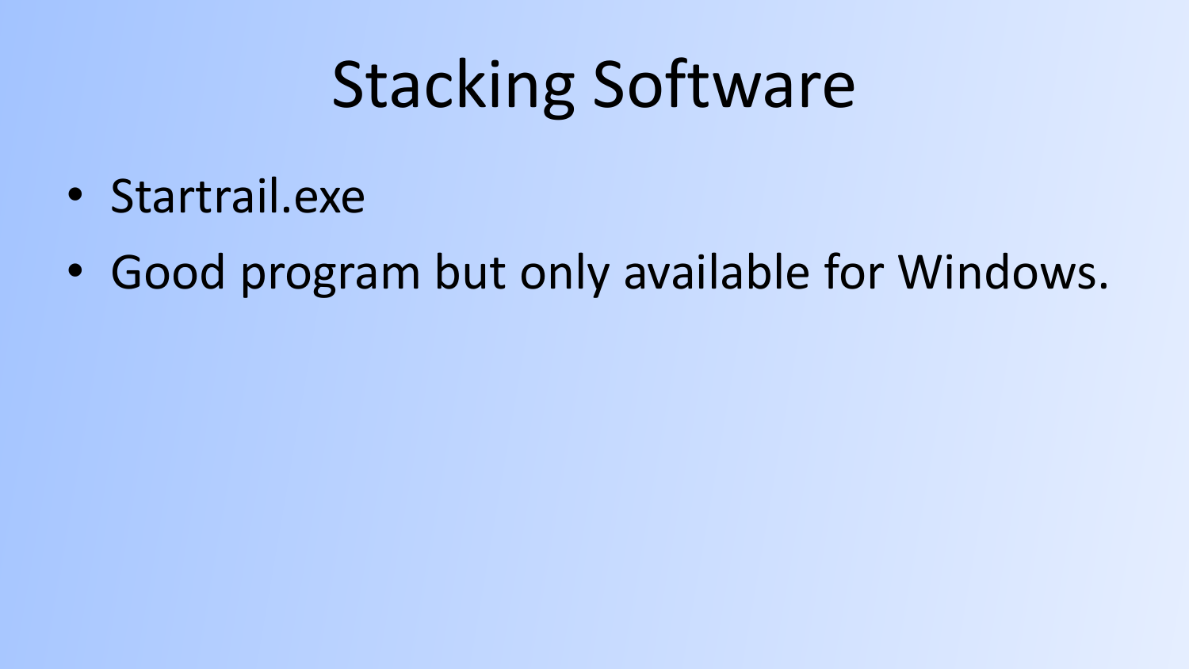# Stacking Software

- Startrail.exe
- Good program but only available for Windows.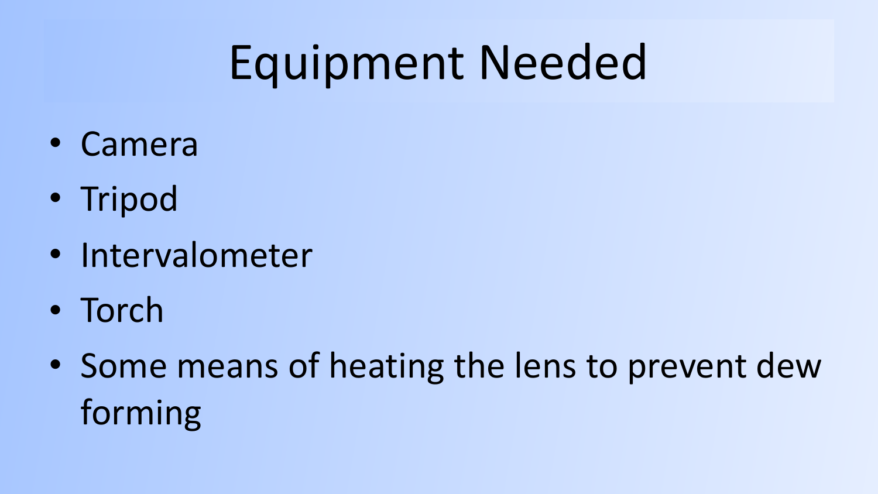# Equipment Needed

- Camera
- Tripod
- Intervalometer
- Torch
- Some means of heating the lens to prevent dew forming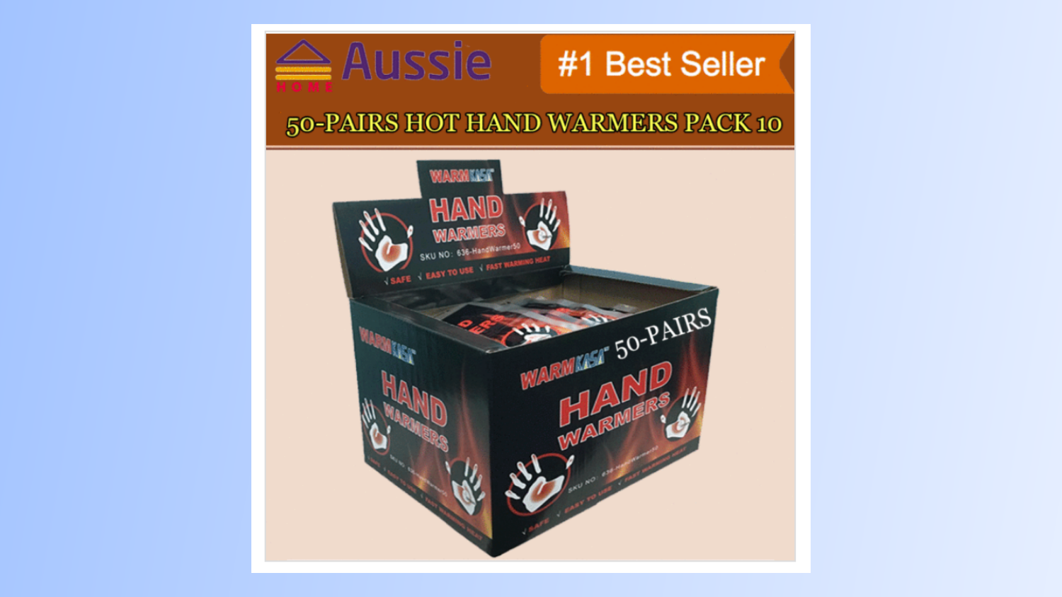Aussie HOME

#1 Best Seller

50-PAIRS HOT HAND WARMERS PACK 10

WARMKASA

HAND WARMERS

SKU NO: 636-HandWarmer50

√ SAFE √ EASY TO USE √ FAST WARMING HEAT

WARMKASA 50-PAIRS

HAND WARMERS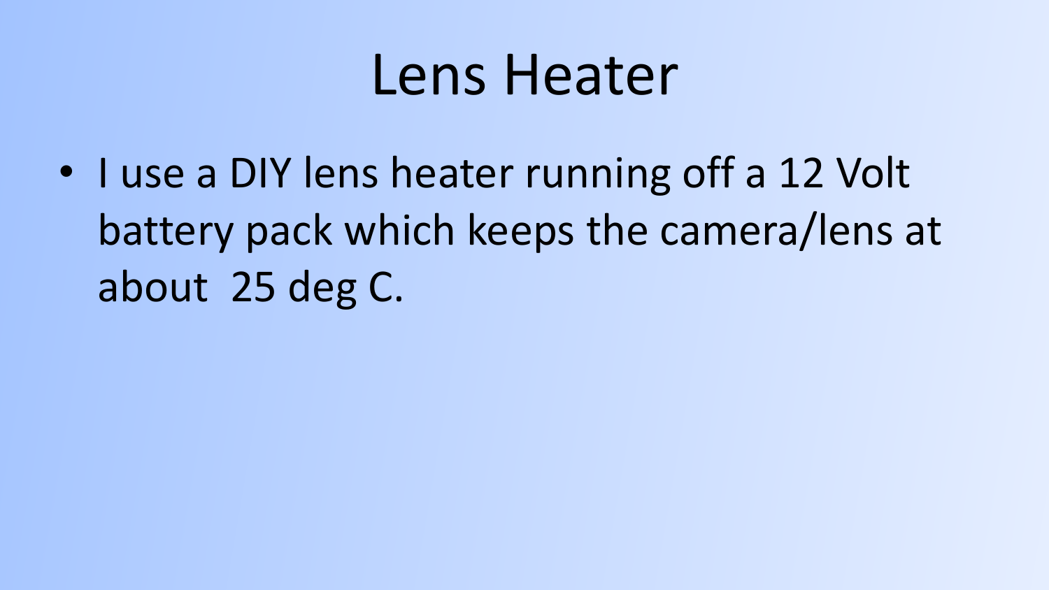# Lens Heater

- I use a DIY lens heater running off a 12 Volt battery pack which keeps the camera/lens at about 25 deg C.